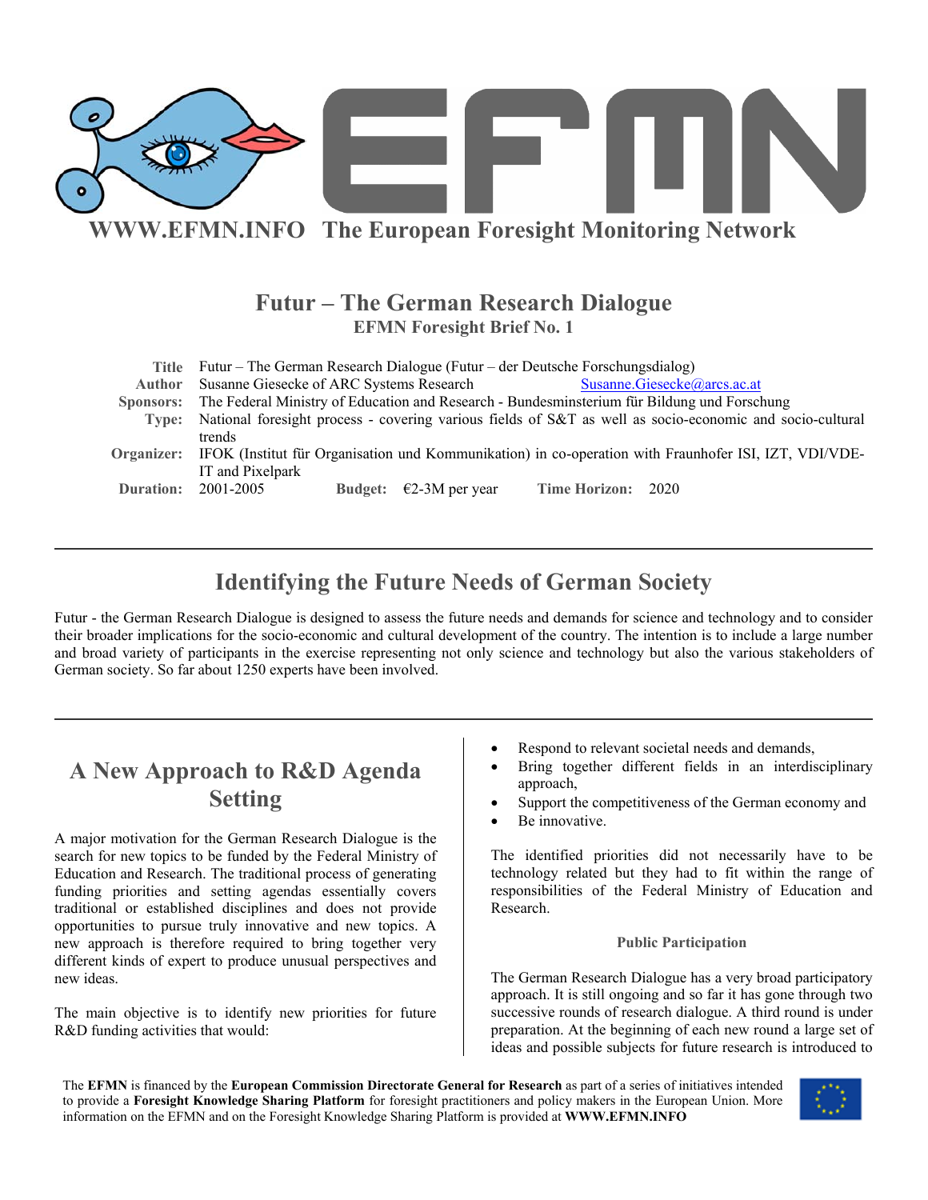**WWW.EFMN.INFO The European Foresight Monitoring Network**

# Futur – The German Research Dialogue

**EFMN Foresight Brief No. 1**

| | |
|---|---|
| **Title** | Futur – The German Research Dialogue (Futur – der Deutsche Forschungsdialog) |
| **Author** | Susanne Giesecke of ARC Systems Research Susanne.Giesecke@arcs.ac.at |
| **Sponsors:** | The Federal Ministry of Education and Research - Bundesminsterium für Bildung und Forschung |
| **Type:** | National foresight process - covering various fields of S&T as well as socio-economic and socio-cultural trends |
| **Organizer:** | IFOK (Institut für Organisation und Kommunikation) in co-operation with Fraunhofer ISI, IZT, VDI/VDE-IT and Pixelpark |
| **Duration:** | 2001-2005 **Budget:** €2-3M per year **Time Horizon:** 2020 |

## Identifying the Future Needs of German Society

Futur - the German Research Dialogue is designed to assess the future needs and demands for science and technology and to consider their broader implications for the socio-economic and cultural development of the country. The intention is to include a large number and broad variety of participants in the exercise representing not only science and technology but also the various stakeholders of German society. So far about 1250 experts have been involved.

## A New Approach to R&D Agenda Setting

A major motivation for the German Research Dialogue is the search for new topics to be funded by the Federal Ministry of Education and Research. The traditional process of generating funding priorities and setting agendas essentially covers traditional or established disciplines and does not provide opportunities to pursue truly innovative and new topics. A new approach is therefore required to bring together very different kinds of expert to produce unusual perspectives and new ideas.

The main objective is to identify new priorities for future R&D funding activities that would:

- Respond to relevant societal needs and demands,
- Bring together different fields in an interdisciplinary approach,
- Support the competitiveness of the German economy and
- Be innovative.

The identified priorities did not necessarily have to be technology related but they had to fit within the range of responsibilities of the Federal Ministry of Education and Research.

### Public Participation

The German Research Dialogue has a very broad participatory approach. It is still ongoing and so far it has gone through two successive rounds of research dialogue. A third round is under preparation. At the beginning of each new round a large set of ideas and possible subjects for future research is introduced to

The **EFMN** is financed by the **European Commission Directorate General for Research** as part of a series of initiatives intended to provide a **Foresight Knowledge Sharing Platform** for foresight practitioners and policy makers in the European Union. More information on the EFMN and on the Foresight Knowledge Sharing Platform is provided at **WWW.EFMN.INFO**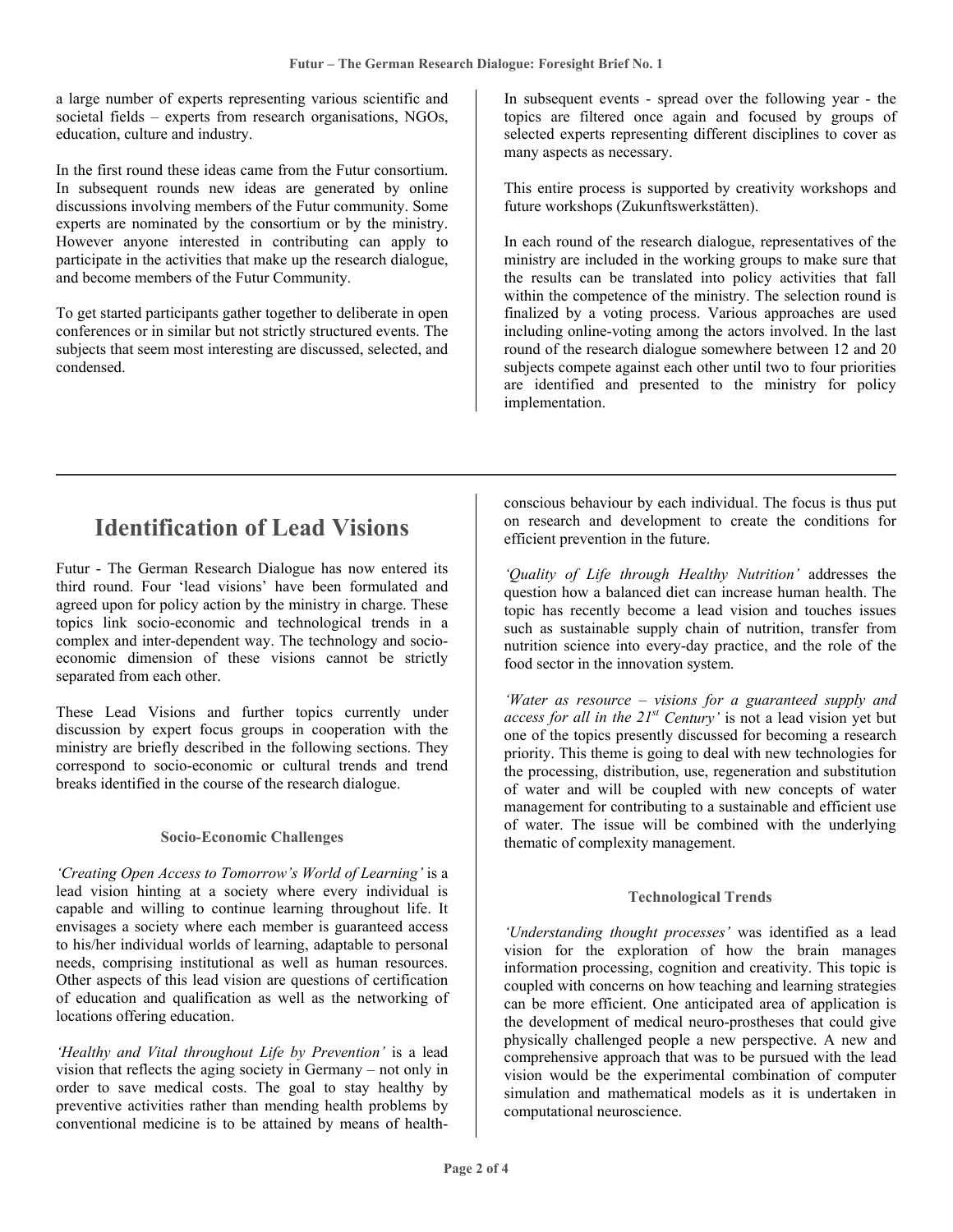a large number of experts representing various scientific and societal fields – experts from research organisations, NGOs, education, culture and industry.

In the first round these ideas came from the Futur consortium. In subsequent rounds new ideas are generated by online discussions involving members of the Futur community. Some experts are nominated by the consortium or by the ministry. However anyone interested in contributing can apply to participate in the activities that make up the research dialogue, and become members of the Futur Community.

To get started participants gather together to deliberate in open conferences or in similar but not strictly structured events. The subjects that seem most interesting are discussed, selected, and condensed.

In subsequent events - spread over the following year - the topics are filtered once again and focused by groups of selected experts representing different disciplines to cover as many aspects as necessary.

This entire process is supported by creativity workshops and future workshops (Zukunftswerkstätten).

In each round of the research dialogue, representatives of the ministry are included in the working groups to make sure that the results can be translated into policy activities that fall within the competence of the ministry. The selection round is finalized by a voting process. Various approaches are used including online-voting among the actors involved. In the last round of the research dialogue somewhere between 12 and 20 subjects compete against each other until two to four priorities are identified and presented to the ministry for policy implementation.

# Identification of Lead Visions

Futur - The German Research Dialogue has now entered its third round. Four 'lead visions' have been formulated and agreed upon for policy action by the ministry in charge. These topics link socio-economic and technological trends in a complex and inter-dependent way. The technology and socio-economic dimension of these visions cannot be strictly separated from each other.

These Lead Visions and further topics currently under discussion by expert focus groups in cooperation with the ministry are briefly described in the following sections. They correspond to socio-economic or cultural trends and trend breaks identified in the course of the research dialogue.

### Socio-Economic Challenges

*'Creating Open Access to Tomorrow's World of Learning'* is a lead vision hinting at a society where every individual is capable and willing to continue learning throughout life. It envisages a society where each member is guaranteed access to his/her individual worlds of learning, adaptable to personal needs, comprising institutional as well as human resources. Other aspects of this lead vision are questions of certification of education and qualification as well as the networking of locations offering education.

*'Healthy and Vital throughout Life by Prevention'* is a lead vision that reflects the aging society in Germany – not only in order to save medical costs. The goal to stay healthy by preventive activities rather than mending health problems by conventional medicine is to be attained by means of health-conscious behaviour by each individual. The focus is thus put on research and development to create the conditions for efficient prevention in the future.

*'Quality of Life through Healthy Nutrition'* addresses the question how a balanced diet can increase human health. The topic has recently become a lead vision and touches issues such as sustainable supply chain of nutrition, transfer from nutrition science into every-day practice, and the role of the food sector in the innovation system.

*'Water as resource – visions for a guaranteed supply and access for all in the 21st Century'* is not a lead vision yet but one of the topics presently discussed for becoming a research priority. This theme is going to deal with new technologies for the processing, distribution, use, regeneration and substitution of water and will be coupled with new concepts of water management for contributing to a sustainable and efficient use of water. The issue will be combined with the underlying thematic of complexity management.

### Technological Trends

*'Understanding thought processes'* was identified as a lead vision for the exploration of how the brain manages information processing, cognition and creativity. This topic is coupled with concerns on how teaching and learning strategies can be more efficient. One anticipated area of application is the development of medical neuro-prostheses that could give physically challenged people a new perspective. A new and comprehensive approach that was to be pursued with the lead vision would be the experimental combination of computer simulation and mathematical models as it is undertaken in computational neuroscience.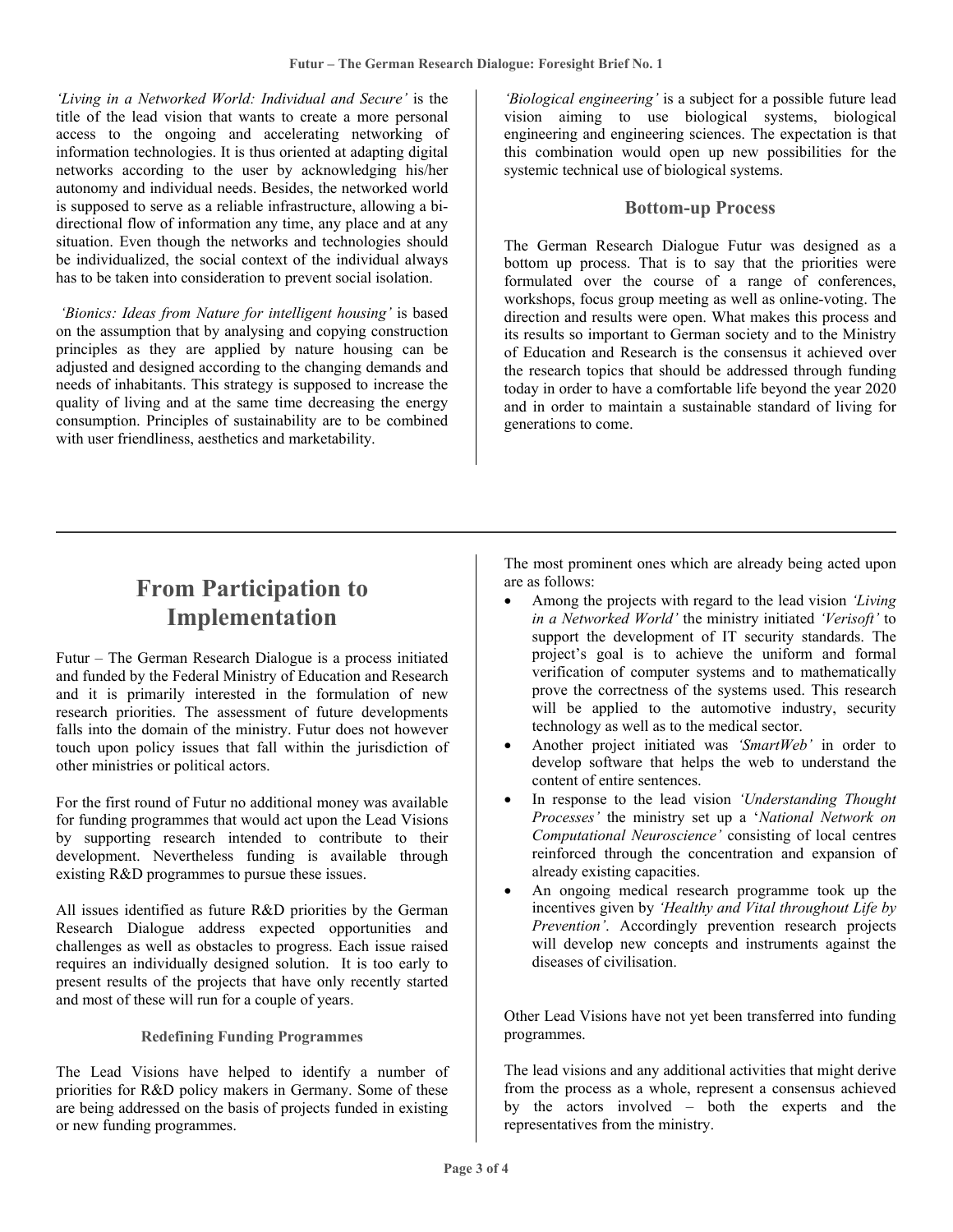*'Living in a Networked World: Individual and Secure'* is the title of the lead vision that wants to create a more personal access to the ongoing and accelerating networking of information technologies. It is thus oriented at adapting digital networks according to the user by acknowledging his/her autonomy and individual needs. Besides, the networked world is supposed to serve as a reliable infrastructure, allowing a bi-directional flow of information any time, any place and at any situation. Even though the networks and technologies should be individualized, the social context of the individual always has to be taken into consideration to prevent social isolation.

*'Bionics: Ideas from Nature for intelligent housing'* is based on the assumption that by analysing and copying construction principles as they are applied by nature housing can be adjusted and designed according to the changing demands and needs of inhabitants. This strategy is supposed to increase the quality of living and at the same time decreasing the energy consumption. Principles of sustainability are to be combined with user friendliness, aesthetics and marketability.

*'Biological engineering'* is a subject for a possible future lead vision aiming to use biological systems, biological engineering and engineering sciences. The expectation is that this combination would open up new possibilities for the systemic technical use of biological systems.

### Bottom-up Process

The German Research Dialogue Futur was designed as a bottom up process. That is to say that the priorities were formulated over the course of a range of conferences, workshops, focus group meeting as well as online-voting. The direction and results were open. What makes this process and its results so important to German society and to the Ministry of Education and Research is the consensus it achieved over the research topics that should be addressed through funding today in order to have a comfortable life beyond the year 2020 and in order to maintain a sustainable standard of living for generations to come.

---

## From Participation to Implementation

Futur – The German Research Dialogue is a process initiated and funded by the Federal Ministry of Education and Research and it is primarily interested in the formulation of new research priorities. The assessment of future developments falls into the domain of the ministry. Futur does not however touch upon policy issues that fall within the jurisdiction of other ministries or political actors.

For the first round of Futur no additional money was available for funding programmes that would act upon the Lead Visions by supporting research intended to contribute to their development. Nevertheless funding is available through existing R&D programmes to pursue these issues.

All issues identified as future R&D priorities by the German Research Dialogue address expected opportunities and challenges as well as obstacles to progress. Each issue raised requires an individually designed solution. It is too early to present results of the projects that have only recently started and most of these will run for a couple of years.

#### Redefining Funding Programmes

The Lead Visions have helped to identify a number of priorities for R&D policy makers in Germany. Some of these are being addressed on the basis of projects funded in existing or new funding programmes.

The most prominent ones which are already being acted upon are as follows:

- Among the projects with regard to the lead vision *'Living in a Networked World'* the ministry initiated *'Verisoft'* to support the development of IT security standards. The project's goal is to achieve the uniform and formal verification of computer systems and to mathematically prove the correctness of the systems used. This research will be applied to the automotive industry, security technology as well as to the medical sector.
- Another project initiated was *'SmartWeb'* in order to develop software that helps the web to understand the content of entire sentences.
- In response to the lead vision *'Understanding Thought Processes'* the ministry set up a '*National Network on Computational Neuroscience'* consisting of local centres reinforced through the concentration and expansion of already existing capacities.
- An ongoing medical research programme took up the incentives given by *'Healthy and Vital throughout Life by Prevention'*. Accordingly prevention research projects will develop new concepts and instruments against the diseases of civilisation.

Other Lead Visions have not yet been transferred into funding programmes.

The lead visions and any additional activities that might derive from the process as a whole, represent a consensus achieved by the actors involved – both the experts and the representatives from the ministry.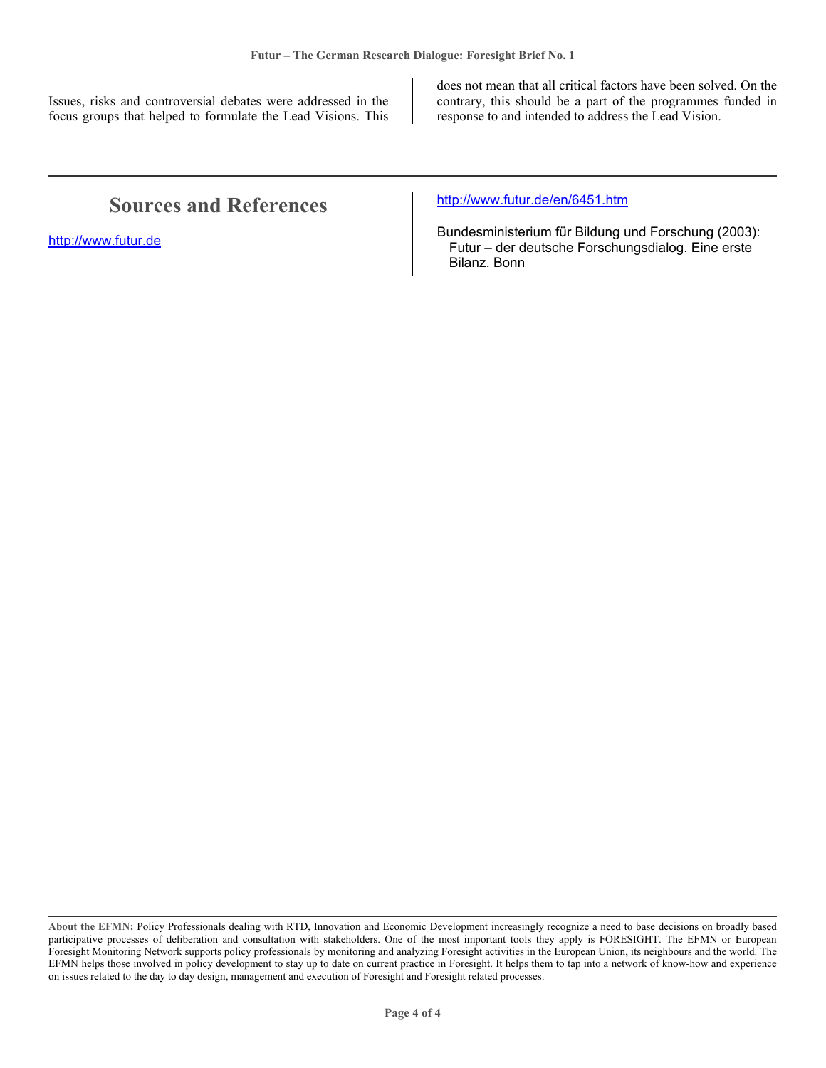Issues, risks and controversial debates were addressed in the focus groups that helped to formulate the Lead Visions. This does not mean that all critical factors have been solved. On the contrary, this should be a part of the programmes funded in response to and intended to address the Lead Vision.

## Sources and References

http://www.futur.de

http://www.futur.de/en/6451.htm

Bundesministerium für Bildung und Forschung (2003): Futur – der deutsche Forschungsdialog. Eine erste Bilanz. Bonn

---

**About the EFMN:** Policy Professionals dealing with RTD, Innovation and Economic Development increasingly recognize a need to base decisions on broadly based participative processes of deliberation and consultation with stakeholders. One of the most important tools they apply is FORESIGHT. The EFMN or European Foresight Monitoring Network supports policy professionals by monitoring and analyzing Foresight activities in the European Union, its neighbours and the world. The EFMN helps those involved in policy development to stay up to date on current practice in Foresight. It helps them to tap into a network of know-how and experience on issues related to the day to day design, management and execution of Foresight and Foresight related processes.